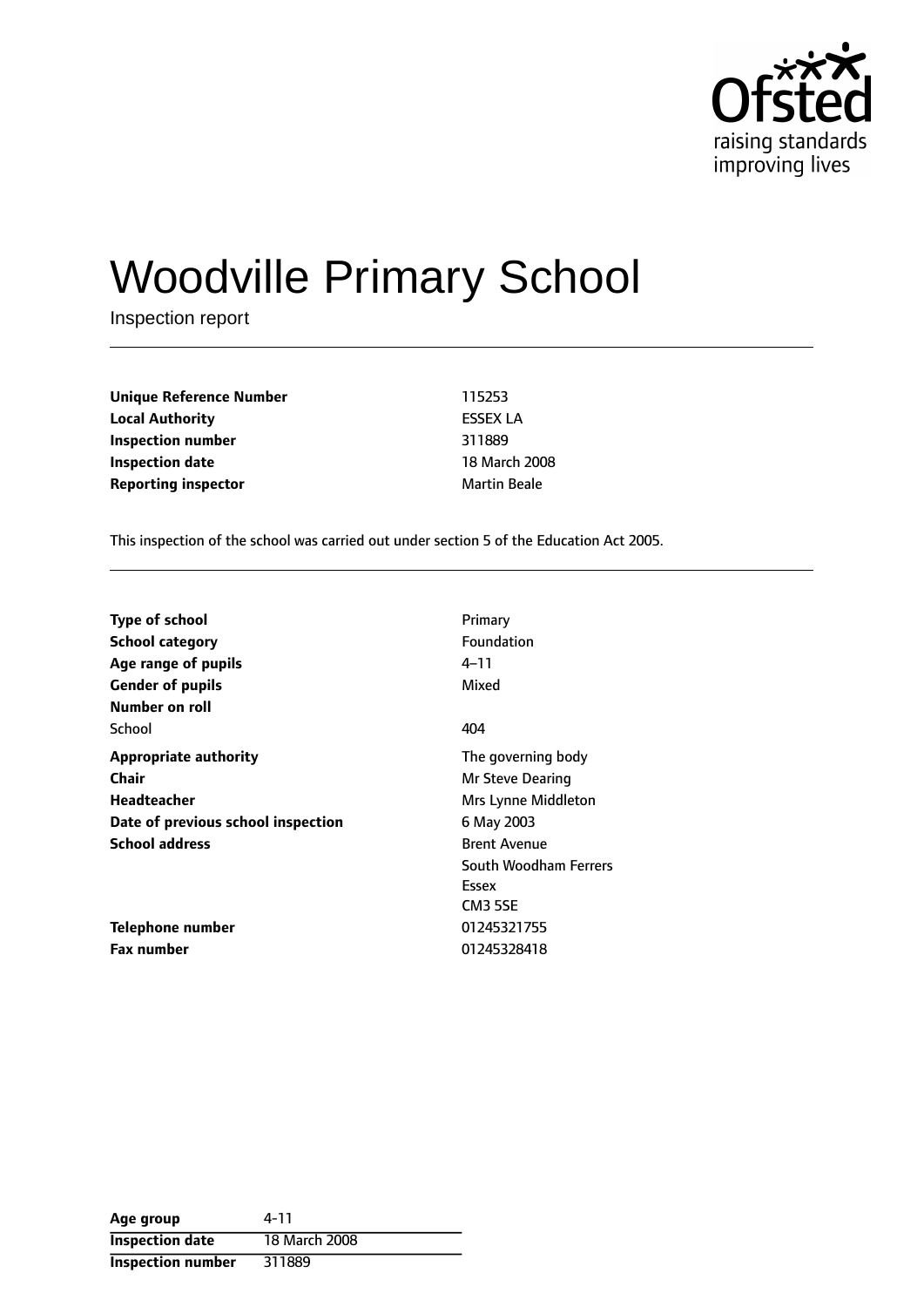Ofsted
raising standards
improving lives

# Woodville Primary School

Inspection report

| | |
|---|---|
| **Unique Reference Number** | 115253 |
| **Local Authority** | ESSEX LA |
| **Inspection number** | 311889 |
| **Inspection date** | 18 March 2008 |
| **Reporting inspector** | Martin Beale |

This inspection of the school was carried out under section 5 of the Education Act 2005.

| | |
|---|---|
| **Type of school** | Primary |
| **School category** | Foundation |
| **Age range of pupils** | 4–11 |
| **Gender of pupils** | Mixed |
| **Number on roll** | |
| School | 404 |
| **Appropriate authority** | The governing body |
| **Chair** | Mr Steve Dearing |
| **Headteacher** | Mrs Lynne Middleton |
| **Date of previous school inspection** | 6 May 2003 |
| **School address** | Brent Avenue<br>South Woodham Ferrers<br>Essex<br>CM3 5SE |
| **Telephone number** | 01245321755 |
| **Fax number** | 01245328418 |

| | |
|---|---|
| **Age group** | 4-11 |
| **Inspection date** | 18 March 2008 |
| **Inspection number** | 311889 |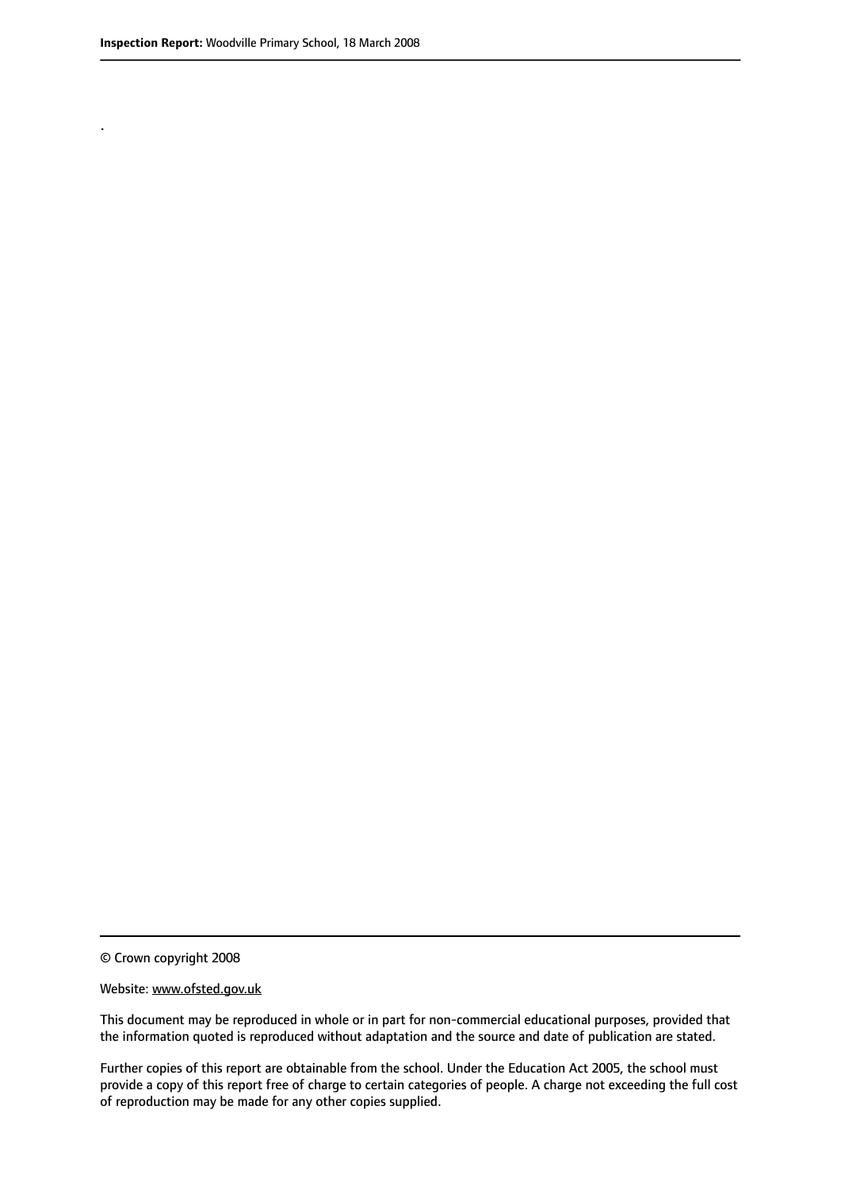.

© Crown copyright 2008

Website: www.ofsted.gov.uk

This document may be reproduced in whole or in part for non-commercial educational purposes, provided that the information quoted is reproduced without adaptation and the source and date of publication are stated.

Further copies of this report are obtainable from the school. Under the Education Act 2005, the school must provide a copy of this report free of charge to certain categories of people. A charge not exceeding the full cost of reproduction may be made for any other copies supplied.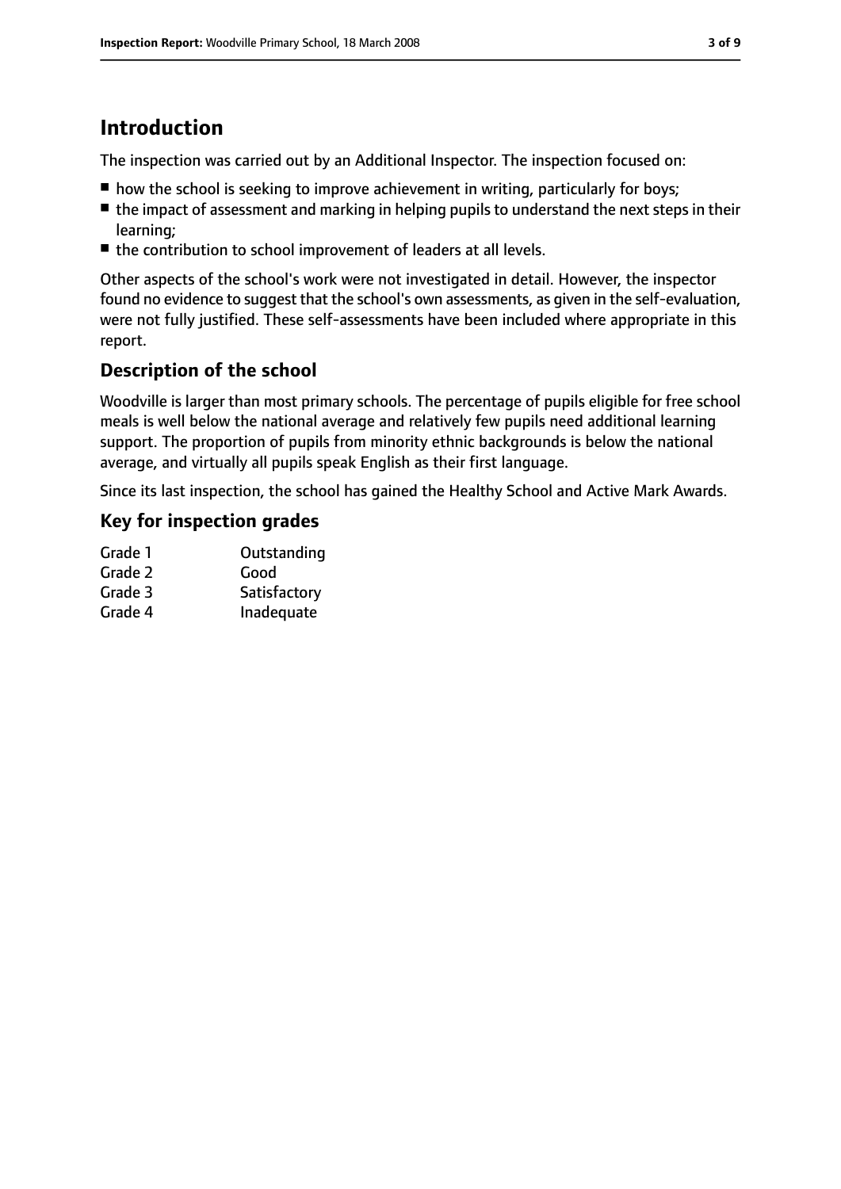# Introduction

The inspection was carried out by an Additional Inspector. The inspection focused on:

- how the school is seeking to improve achievement in writing, particularly for boys;
- the impact of assessment and marking in helping pupils to understand the next steps in their learning;
- the contribution to school improvement of leaders at all levels.

Other aspects of the school's work were not investigated in detail. However, the inspector found no evidence to suggest that the school's own assessments, as given in the self-evaluation, were not fully justified. These self-assessments have been included where appropriate in this report.

## Description of the school

Woodville is larger than most primary schools. The percentage of pupils eligible for free school meals is well below the national average and relatively few pupils need additional learning support. The proportion of pupils from minority ethnic backgrounds is below the national average, and virtually all pupils speak English as their first language.

Since its last inspection, the school has gained the Healthy School and Active Mark Awards.

## Key for inspection grades

| | |
|---|---|
| Grade 1 | Outstanding |
| Grade 2 | Good |
| Grade 3 | Satisfactory |
| Grade 4 | Inadequate |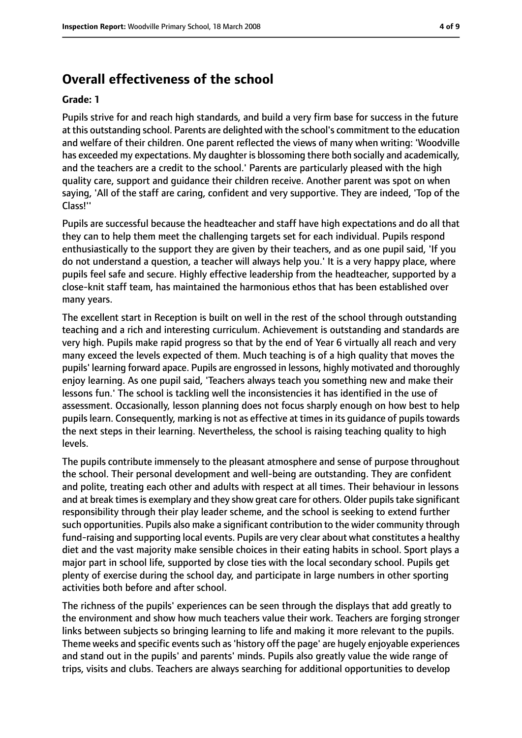## Overall effectiveness of the school

**Grade: 1**

Pupils strive for and reach high standards, and build a very firm base for success in the future at this outstanding school. Parents are delighted with the school's commitment to the education and welfare of their children. One parent reflected the views of many when writing: 'Woodville has exceeded my expectations. My daughter is blossoming there both socially and academically, and the teachers are a credit to the school.' Parents are particularly pleased with the high quality care, support and guidance their children receive. Another parent was spot on when saying, 'All of the staff are caring, confident and very supportive. They are indeed, 'Top of the Class!''

Pupils are successful because the headteacher and staff have high expectations and do all that they can to help them meet the challenging targets set for each individual. Pupils respond enthusiastically to the support they are given by their teachers, and as one pupil said, 'If you do not understand a question, a teacher will always help you.' It is a very happy place, where pupils feel safe and secure. Highly effective leadership from the headteacher, supported by a close-knit staff team, has maintained the harmonious ethos that has been established over many years.

The excellent start in Reception is built on well in the rest of the school through outstanding teaching and a rich and interesting curriculum. Achievement is outstanding and standards are very high. Pupils make rapid progress so that by the end of Year 6 virtually all reach and very many exceed the levels expected of them. Much teaching is of a high quality that moves the pupils' learning forward apace. Pupils are engrossed in lessons, highly motivated and thoroughly enjoy learning. As one pupil said, 'Teachers always teach you something new and make their lessons fun.' The school is tackling well the inconsistencies it has identified in the use of assessment. Occasionally, lesson planning does not focus sharply enough on how best to help pupils learn. Consequently, marking is not as effective at times in its guidance of pupils towards the next steps in their learning. Nevertheless, the school is raising teaching quality to high levels.

The pupils contribute immensely to the pleasant atmosphere and sense of purpose throughout the school. Their personal development and well-being are outstanding. They are confident and polite, treating each other and adults with respect at all times. Their behaviour in lessons and at break times is exemplary and they show great care for others. Older pupils take significant responsibility through their play leader scheme, and the school is seeking to extend further such opportunities. Pupils also make a significant contribution to the wider community through fund-raising and supporting local events. Pupils are very clear about what constitutes a healthy diet and the vast majority make sensible choices in their eating habits in school. Sport plays a major part in school life, supported by close ties with the local secondary school. Pupils get plenty of exercise during the school day, and participate in large numbers in other sporting activities both before and after school.

The richness of the pupils' experiences can be seen through the displays that add greatly to the environment and show how much teachers value their work. Teachers are forging stronger links between subjects so bringing learning to life and making it more relevant to the pupils. Theme weeks and specific events such as 'history off the page' are hugely enjoyable experiences and stand out in the pupils' and parents' minds. Pupils also greatly value the wide range of trips, visits and clubs. Teachers are always searching for additional opportunities to develop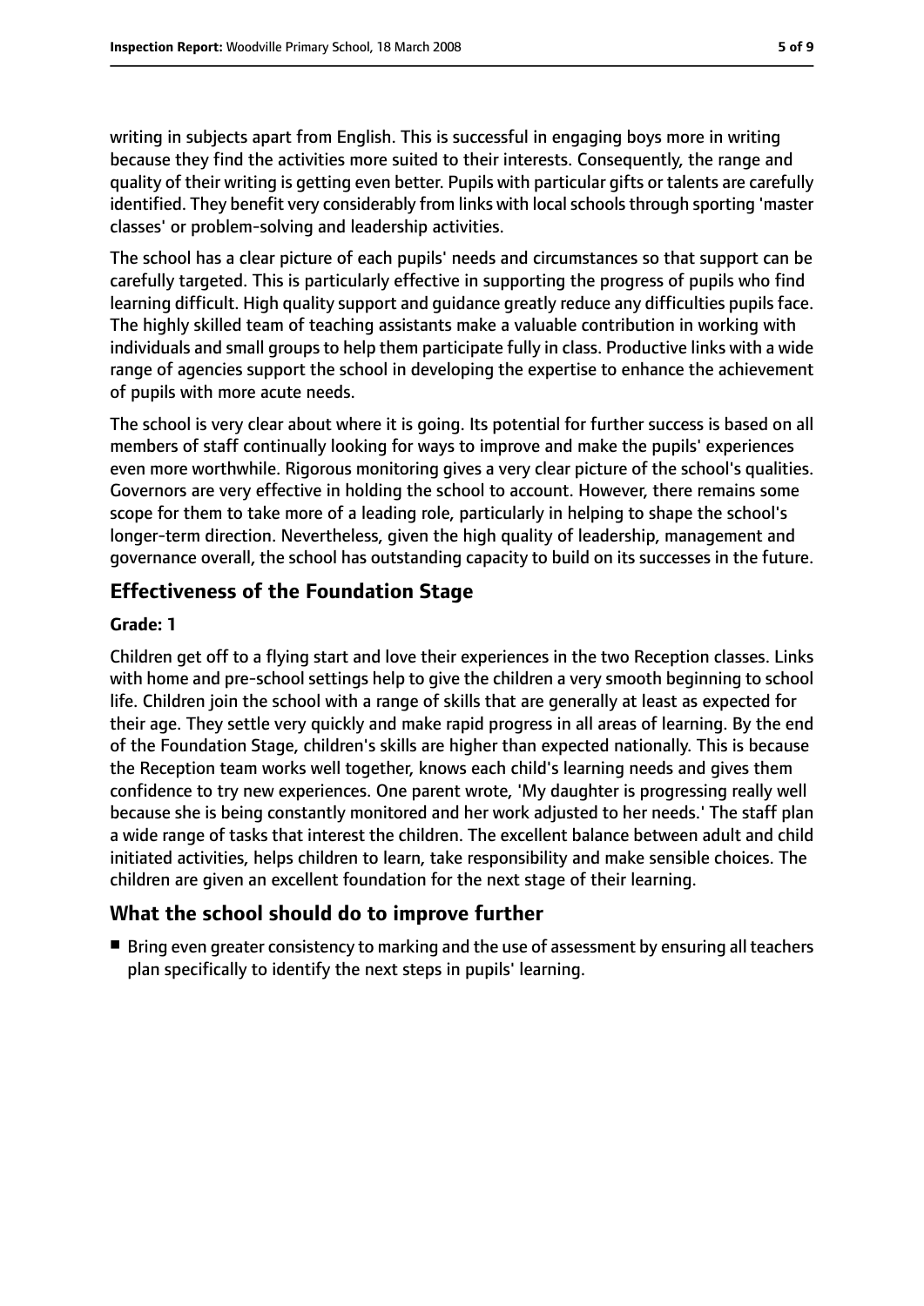writing in subjects apart from English. This is successful in engaging boys more in writing because they find the activities more suited to their interests. Consequently, the range and quality of their writing is getting even better. Pupils with particular gifts or talents are carefully identified. They benefit very considerably from links with local schools through sporting 'master classes' or problem-solving and leadership activities.

The school has a clear picture of each pupils' needs and circumstances so that support can be carefully targeted. This is particularly effective in supporting the progress of pupils who find learning difficult. High quality support and guidance greatly reduce any difficulties pupils face. The highly skilled team of teaching assistants make a valuable contribution in working with individuals and small groups to help them participate fully in class. Productive links with a wide range of agencies support the school in developing the expertise to enhance the achievement of pupils with more acute needs.

The school is very clear about where it is going. Its potential for further success is based on all members of staff continually looking for ways to improve and make the pupils' experiences even more worthwhile. Rigorous monitoring gives a very clear picture of the school's qualities. Governors are very effective in holding the school to account. However, there remains some scope for them to take more of a leading role, particularly in helping to shape the school's longer-term direction. Nevertheless, given the high quality of leadership, management and governance overall, the school has outstanding capacity to build on its successes in the future.

## Effectiveness of the Foundation Stage

**Grade: 1**

Children get off to a flying start and love their experiences in the two Reception classes. Links with home and pre-school settings help to give the children a very smooth beginning to school life. Children join the school with a range of skills that are generally at least as expected for their age. They settle very quickly and make rapid progress in all areas of learning. By the end of the Foundation Stage, children's skills are higher than expected nationally. This is because the Reception team works well together, knows each child's learning needs and gives them confidence to try new experiences. One parent wrote, 'My daughter is progressing really well because she is being constantly monitored and her work adjusted to her needs.' The staff plan a wide range of tasks that interest the children. The excellent balance between adult and child initiated activities, helps children to learn, take responsibility and make sensible choices. The children are given an excellent foundation for the next stage of their learning.

## What the school should do to improve further

- Bring even greater consistency to marking and the use of assessment by ensuring all teachers plan specifically to identify the next steps in pupils' learning.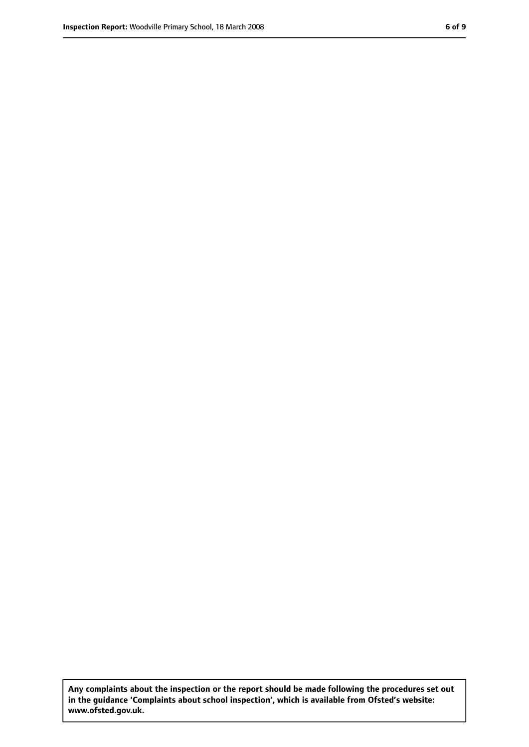**Any complaints about the inspection or the report should be made following the procedures set out in the guidance 'Complaints about school inspection', which is available from Ofsted's website: www.ofsted.gov.uk.**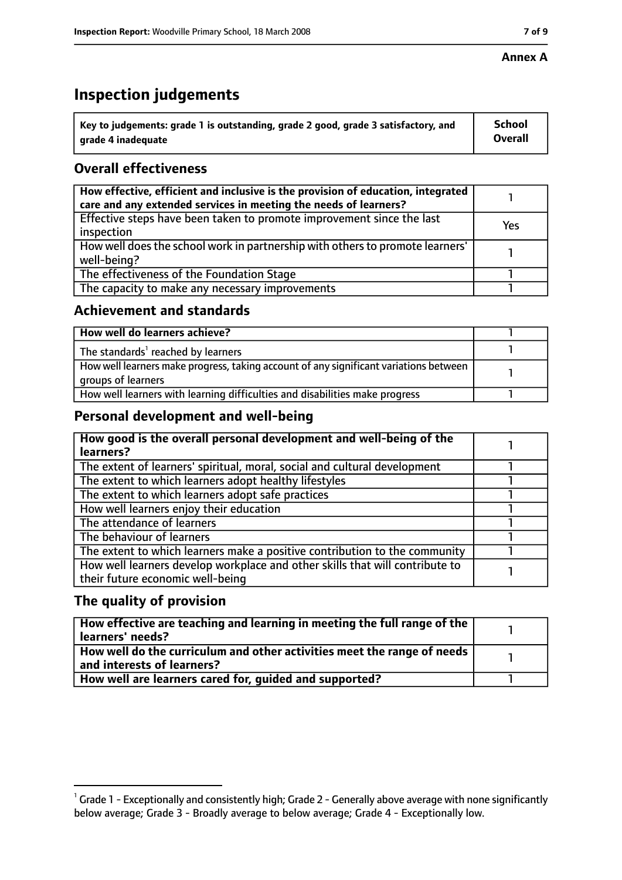**Annex A**

# Inspection judgements

| Key to judgements: grade 1 is outstanding, grade 2 good, grade 3 satisfactory, and grade 4 inadequate | School Overall |
|---|---|

## Overall effectiveness

| | |
|---|---|
| How effective, efficient and inclusive is the provision of education, integrated care and any extended services in meeting the needs of learners? | 1 |
| Effective steps have been taken to promote improvement since the last inspection | Yes |
| How well does the school work in partnership with others to promote learners' well-being? | 1 |
| The effectiveness of the Foundation Stage | 1 |
| The capacity to make any necessary improvements | 1 |

## Achievement and standards

| | |
|---|---|
| How well do learners achieve? | 1 |
| The standards[1] reached by learners | 1 |
| How well learners make progress, taking account of any significant variations between groups of learners | 1 |
| How well learners with learning difficulties and disabilities make progress | 1 |

## Personal development and well-being

| | |
|---|---|
| How good is the overall personal development and well-being of the learners? | 1 |
| The extent of learners' spiritual, moral, social and cultural development | 1 |
| The extent to which learners adopt healthy lifestyles | 1 |
| The extent to which learners adopt safe practices | 1 |
| How well learners enjoy their education | 1 |
| The attendance of learners | 1 |
| The behaviour of learners | 1 |
| The extent to which learners make a positive contribution to the community | 1 |
| How well learners develop workplace and other skills that will contribute to their future economic well-being | 1 |

## The quality of provision

| | |
|---|---|
| How effective are teaching and learning in meeting the full range of the learners' needs? | 1 |
| How well do the curriculum and other activities meet the range of needs and interests of learners? | 1 |
| How well are learners cared for, guided and supported? | 1 |

[1] Grade 1 - Exceptionally and consistently high; Grade 2 - Generally above average with none significantly below average; Grade 3 - Broadly average to below average; Grade 4 - Exceptionally low.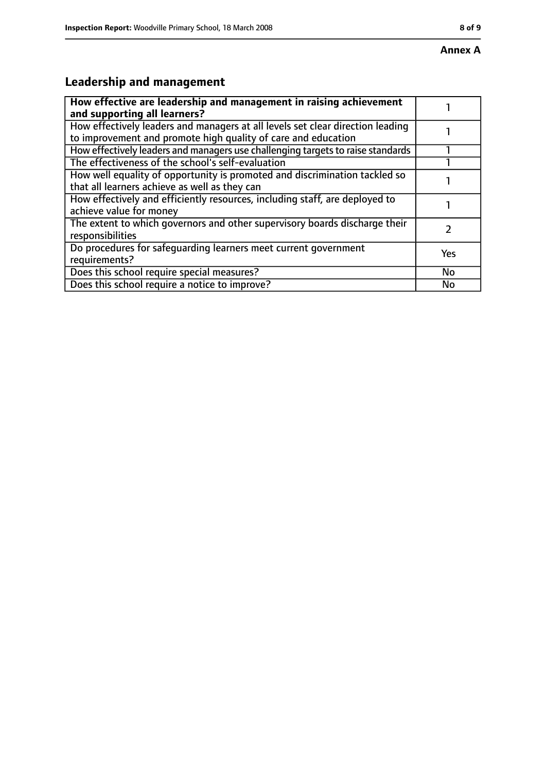**Annex A**

## Leadership and management

| **How effective are leadership and management in raising achievement and supporting all learners?** | 1 |
|---|---|
| How effectively leaders and managers at all levels set clear direction leading to improvement and promote high quality of care and education | 1 |
| How effectively leaders and managers use challenging targets to raise standards | 1 |
| The effectiveness of the school's self-evaluation | 1 |
| How well equality of opportunity is promoted and discrimination tackled so that all learners achieve as well as they can | 1 |
| How effectively and efficiently resources, including staff, are deployed to achieve value for money | 1 |
| The extent to which governors and other supervisory boards discharge their responsibilities | 2 |
| Do procedures for safeguarding learners meet current government requirements? | Yes |
| Does this school require special measures? | No |
| Does this school require a notice to improve? | No |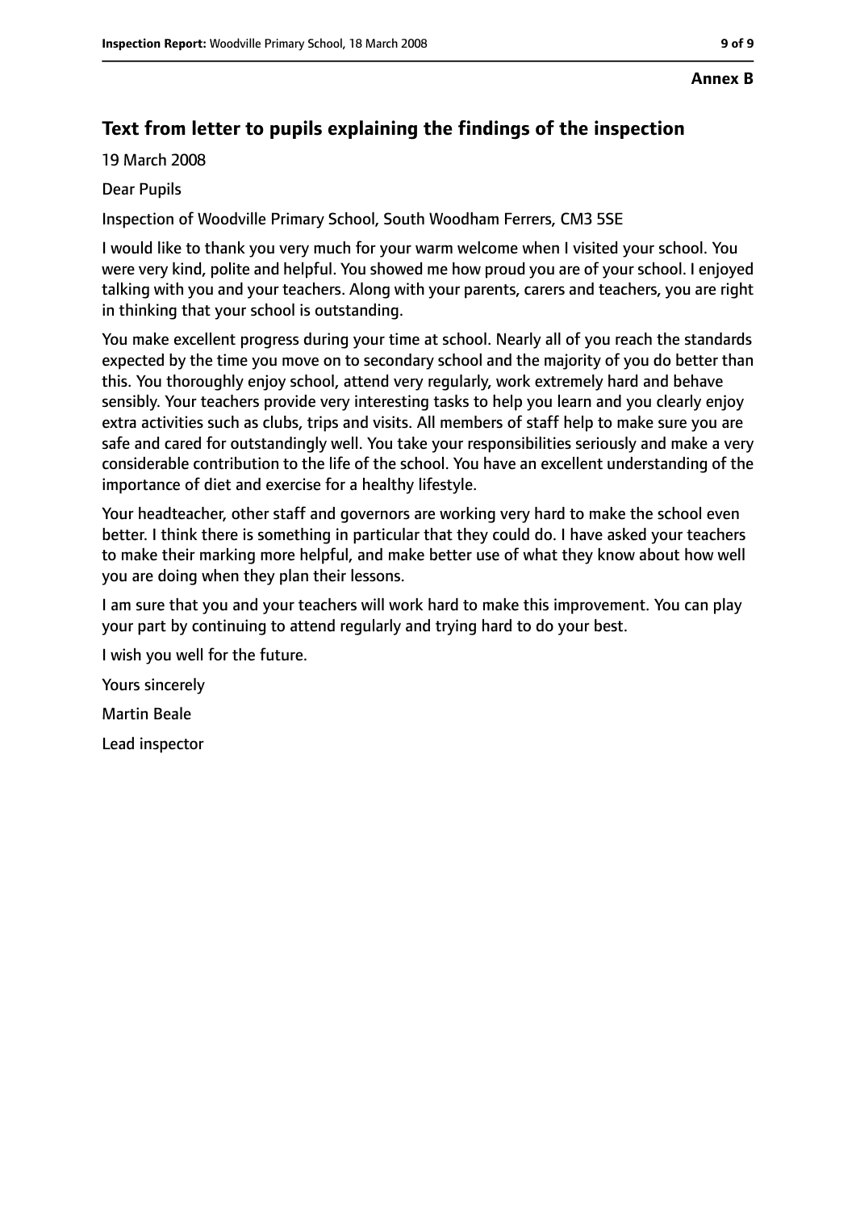**Annex B**

## Text from letter to pupils explaining the findings of the inspection

19 March 2008

Dear Pupils

Inspection of Woodville Primary School, South Woodham Ferrers, CM3 5SE

I would like to thank you very much for your warm welcome when I visited your school. You were very kind, polite and helpful. You showed me how proud you are of your school. I enjoyed talking with you and your teachers. Along with your parents, carers and teachers, you are right in thinking that your school is outstanding.

You make excellent progress during your time at school. Nearly all of you reach the standards expected by the time you move on to secondary school and the majority of you do better than this. You thoroughly enjoy school, attend very regularly, work extremely hard and behave sensibly. Your teachers provide very interesting tasks to help you learn and you clearly enjoy extra activities such as clubs, trips and visits. All members of staff help to make sure you are safe and cared for outstandingly well. You take your responsibilities seriously and make a very considerable contribution to the life of the school. You have an excellent understanding of the importance of diet and exercise for a healthy lifestyle.

Your headteacher, other staff and governors are working very hard to make the school even better. I think there is something in particular that they could do. I have asked your teachers to make their marking more helpful, and make better use of what they know about how well you are doing when they plan their lessons.

I am sure that you and your teachers will work hard to make this improvement. You can play your part by continuing to attend regularly and trying hard to do your best.

I wish you well for the future.

Yours sincerely

Martin Beale

Lead inspector